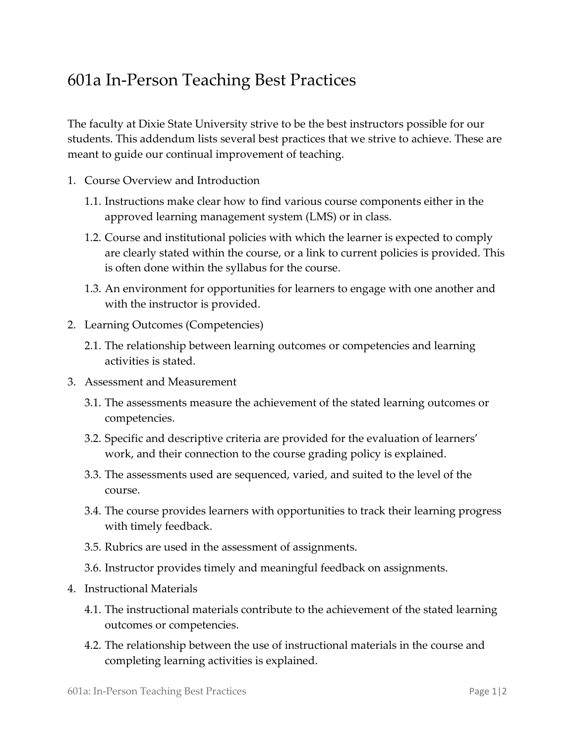# 601a In-Person Teaching Best Practices

The faculty at Dixie State University strive to be the best instructors possible for our students. This addendum lists several best practices that we strive to achieve. These are meant to guide our continual improvement of teaching.

1. Course Overview and Introduction
   - 1.1. Instructions make clear how to find various course components either in the approved learning management system (LMS) or in class.
   - 1.2. Course and institutional policies with which the learner is expected to comply are clearly stated within the course, or a link to current policies is provided. This is often done within the syllabus for the course.
   - 1.3. An environment for opportunities for learners to engage with one another and with the instructor is provided.
2. Learning Outcomes (Competencies)
   - 2.1. The relationship between learning outcomes or competencies and learning activities is stated.
3. Assessment and Measurement
   - 3.1. The assessments measure the achievement of the stated learning outcomes or competencies.
   - 3.2. Specific and descriptive criteria are provided for the evaluation of learners' work, and their connection to the course grading policy is explained.
   - 3.3. The assessments used are sequenced, varied, and suited to the level of the course.
   - 3.4. The course provides learners with opportunities to track their learning progress with timely feedback.
   - 3.5. Rubrics are used in the assessment of assignments.
   - 3.6. Instructor provides timely and meaningful feedback on assignments.
4. Instructional Materials
   - 4.1. The instructional materials contribute to the achievement of the stated learning outcomes or competencies.
   - 4.2. The relationship between the use of instructional materials in the course and completing learning activities is explained.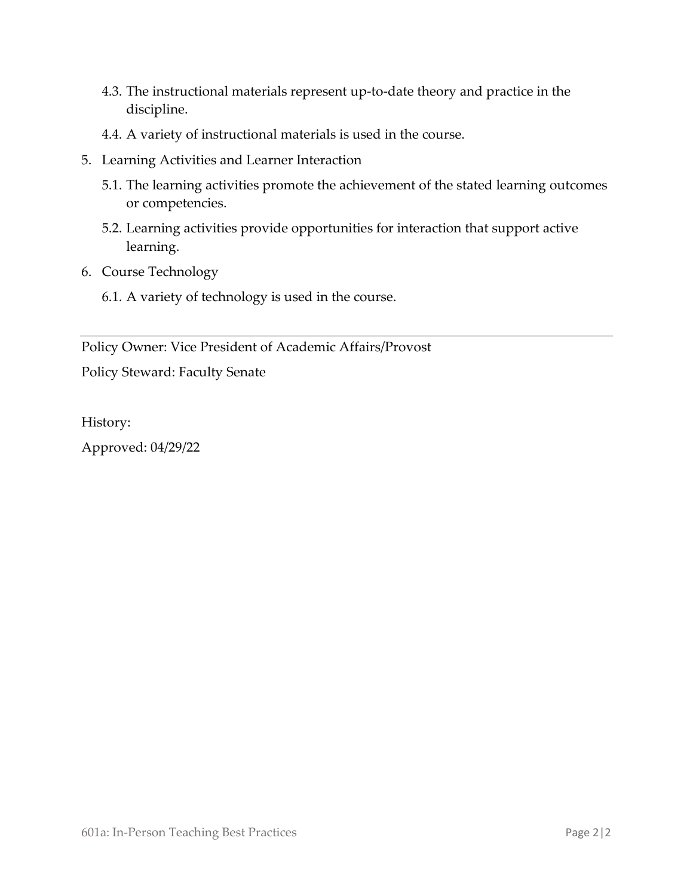4.3. The instructional materials represent up-to-date theory and practice in the discipline.

4.4. A variety of instructional materials is used in the course.

5. Learning Activities and Learner Interaction

   5.1. The learning activities promote the achievement of the stated learning outcomes or competencies.

   5.2. Learning activities provide opportunities for interaction that support active learning.

6. Course Technology

   6.1. A variety of technology is used in the course.

---

Policy Owner: Vice President of Academic Affairs/Provost

Policy Steward: Faculty Senate

History:

Approved: 04/29/22